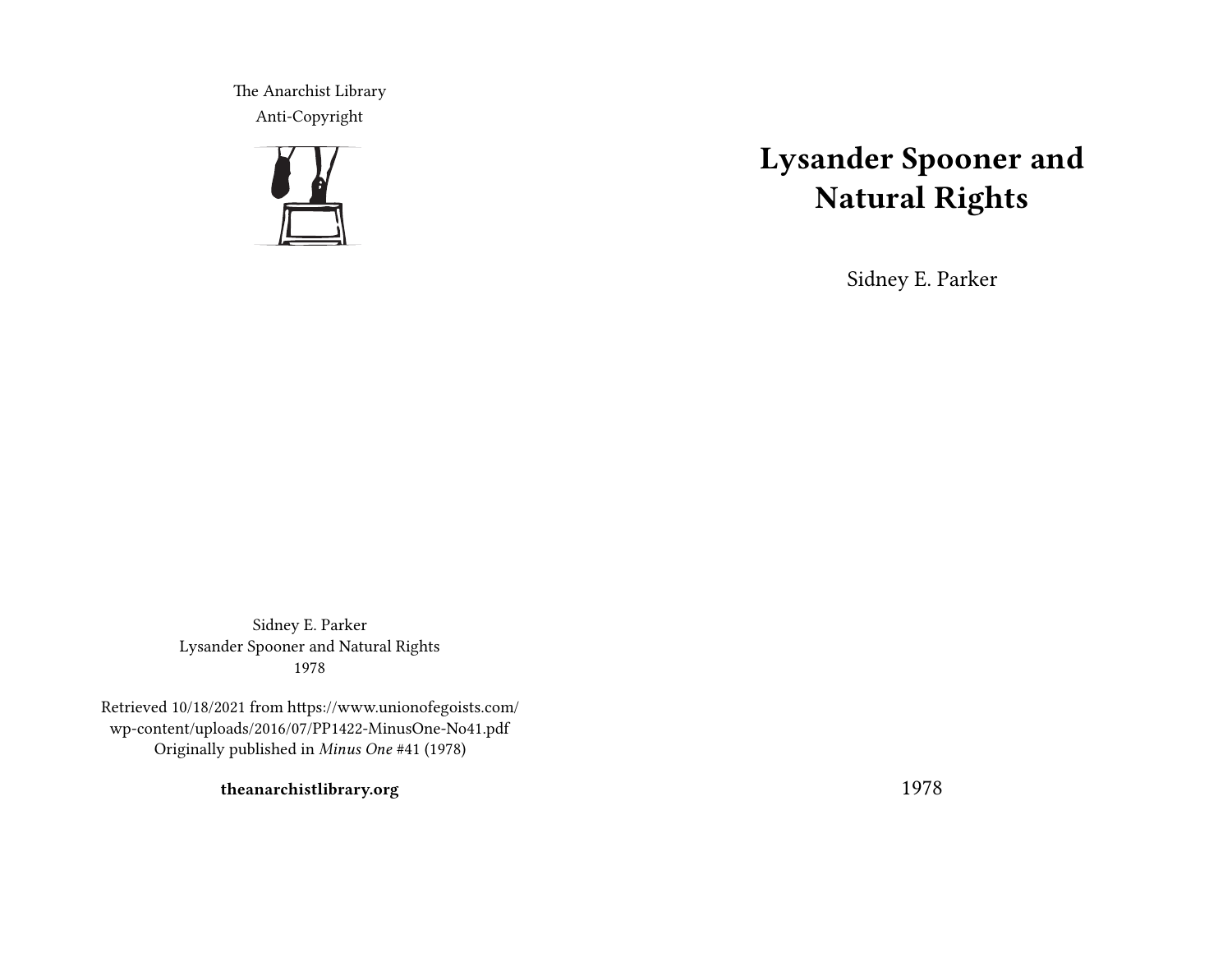# Lysander Spooner and Natural Rights

Sidney E. Parker

1978

The Anarchist Library
Anti-Copyright

Sidney E. Parker
Lysander Spooner and Natural Rights
1978

Retrieved 10/18/2021 from https://www.unionofegoists.com/wp-content/uploads/2016/07/PP1422-MinusOne-No41.pdf
Originally published in *Minus One* #41 (1978)

**theanarchistlibrary.org**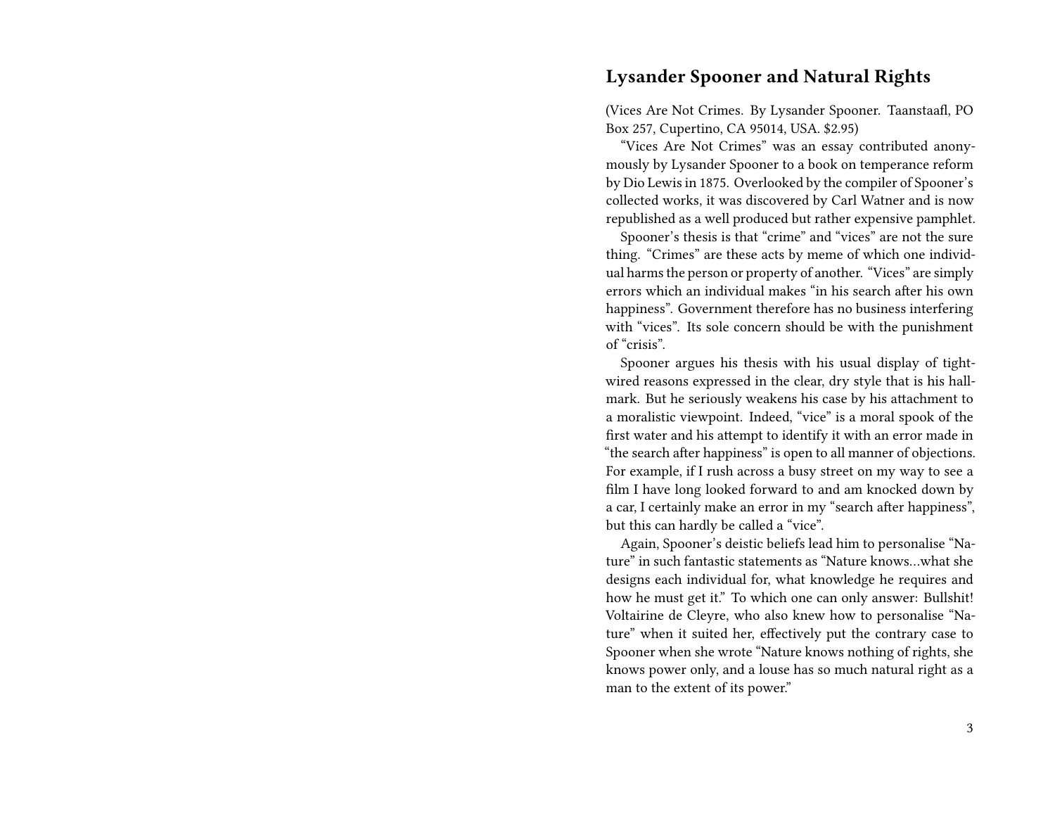## Lysander Spooner and Natural Rights

(Vices Are Not Crimes. By Lysander Spooner. Taanstaafl, PO Box 257, Cupertino, CA 95014, USA. $2.95)

"Vices Are Not Crimes" was an essay contributed anonymously by Lysander Spooner to a book on temperance reform by Dio Lewis in 1875. Overlooked by the compiler of Spooner's collected works, it was discovered by Carl Watner and is now republished as a well produced but rather expensive pamphlet.

Spooner's thesis is that "crime" and "vices" are not the sure thing. "Crimes" are these acts by meme of which one individual harms the person or property of another. "Vices" are simply errors which an individual makes "in his search after his own happiness". Government therefore has no business interfering with "vices". Its sole concern should be with the punishment of "crisis".

Spooner argues his thesis with his usual display of tight-wired reasons expressed in the clear, dry style that is his hallmark. But he seriously weakens his case by his attachment to a moralistic viewpoint. Indeed, "vice" is a moral spook of the first water and his attempt to identify it with an error made in "the search after happiness" is open to all manner of objections. For example, if I rush across a busy street on my way to see a film I have long looked forward to and am knocked down by a car, I certainly make an error in my "search after happiness", but this can hardly be called a "vice".

Again, Spooner's deistic beliefs lead him to personalise "Nature" in such fantastic statements as "Nature knows…what she designs each individual for, what knowledge he requires and how he must get it." To which one can only answer: Bullshit! Voltairine de Cleyre, who also knew how to personalise "Nature" when it suited her, effectively put the contrary case to Spooner when she wrote "Nature knows nothing of rights, she knows power only, and a louse has so much natural right as a man to the extent of its power."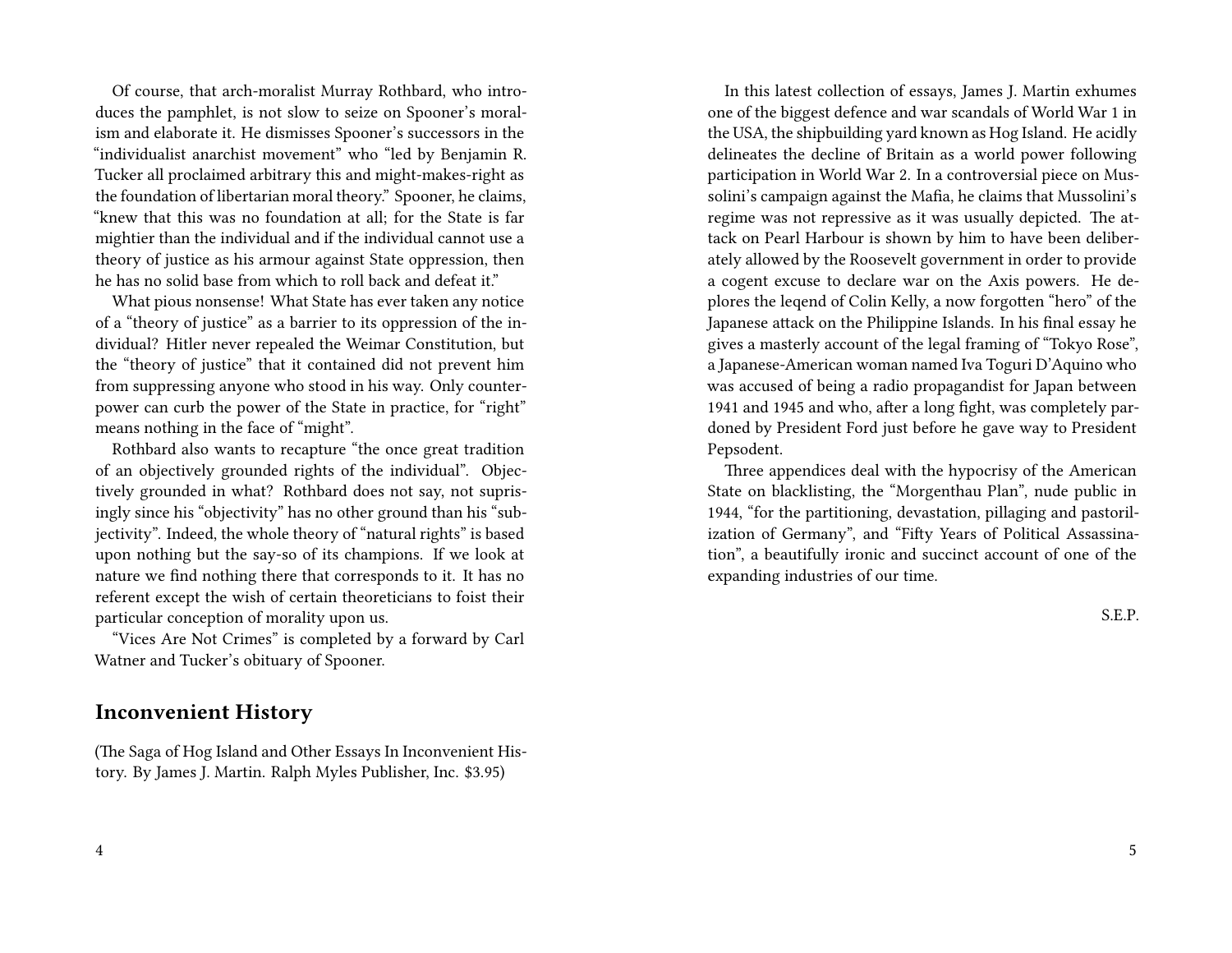Of course, that arch-moralist Murray Rothbard, who introduces the pamphlet, is not slow to seize on Spooner's moralism and elaborate it. He dismisses Spooner's successors in the "individualist anarchist movement" who "led by Benjamin R. Tucker all proclaimed arbitrary this and might-makes-right as the foundation of libertarian moral theory." Spooner, he claims, "knew that this was no foundation at all; for the State is far mightier than the individual and if the individual cannot use a theory of justice as his armour against State oppression, then he has no solid base from which to roll back and defeat it."

What pious nonsense! What State has ever taken any notice of a "theory of justice" as a barrier to its oppression of the individual? Hitler never repealed the Weimar Constitution, but the "theory of justice" that it contained did not prevent him from suppressing anyone who stood in his way. Only counterpower can curb the power of the State in practice, for "right" means nothing in the face of "might".

Rothbard also wants to recapture "the once great tradition of an objectively grounded rights of the individual". Objectively grounded in what? Rothbard does not say, not suprisingly since his "objectivity" has no other ground than his "subjectivity". Indeed, the whole theory of "natural rights" is based upon nothing but the say-so of its champions. If we look at nature we find nothing there that corresponds to it. It has no referent except the wish of certain theoreticians to foist their particular conception of morality upon us.

"Vices Are Not Crimes" is completed by a forward by Carl Watner and Tucker's obituary of Spooner.

## Inconvenient History

(The Saga of Hog Island and Other Essays In Inconvenient History. By James J. Martin. Ralph Myles Publisher, Inc. $3.95)

In this latest collection of essays, James J. Martin exhumes one of the biggest defence and war scandals of World War 1 in the USA, the shipbuilding yard known as Hog Island. He acidly delineates the decline of Britain as a world power following participation in World War 2. In a controversial piece on Mussolini's campaign against the Mafia, he claims that Mussolini's regime was not repressive as it was usually depicted. The attack on Pearl Harbour is shown by him to have been deliberately allowed by the Roosevelt government in order to provide a cogent excuse to declare war on the Axis powers. He deplores the leqend of Colin Kelly, a now forgotten "hero" of the Japanese attack on the Philippine Islands. In his final essay he gives a masterly account of the legal framing of "Tokyo Rose", a Japanese-American woman named Iva Toguri D'Aquino who was accused of being a radio propagandist for Japan between 1941 and 1945 and who, after a long fight, was completely pardoned by President Ford just before he gave way to President Pepsodent.

Three appendices deal with the hypocrisy of the American State on blacklisting, the "Morgenthau Plan", nude public in 1944, "for the partitioning, devastation, pillaging and pastorilization of Germany", and "Fifty Years of Political Assassination", a beautifully ironic and succinct account of one of the expanding industries of our time.

S.E.P.